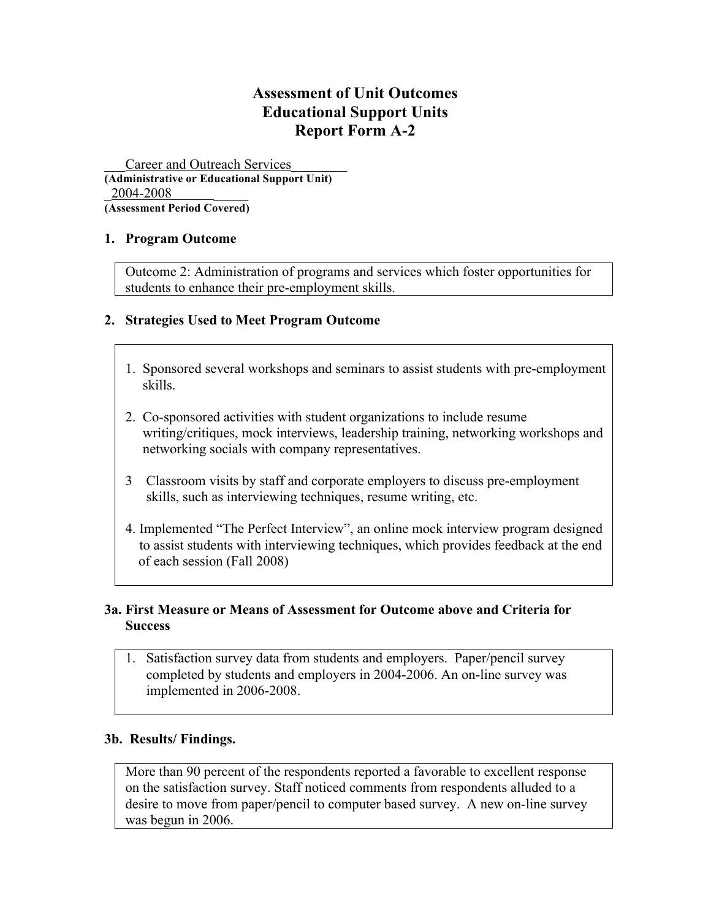# Assessment of Unit Outcomes
# Educational Support Units
# Report Form A-2

Career and Outreach Services
**(Administrative or Educational Support Unit)**

2004-2008
**(Assessment Period Covered)**

## 1. Program Outcome

Outcome 2: Administration of programs and services which foster opportunities for students to enhance their pre-employment skills.

## 2. Strategies Used to Meet Program Outcome

1. Sponsored several workshops and seminars to assist students with pre-employment skills.
2. Co-sponsored activities with student organizations to include resume writing/critiques, mock interviews, leadership training, networking workshops and networking socials with company representatives.
3. Classroom visits by staff and corporate employers to discuss pre-employment skills, such as interviewing techniques, resume writing, etc.
4. Implemented "The Perfect Interview", an online mock interview program designed to assist students with interviewing techniques, which provides feedback at the end of each session (Fall 2008)

## 3a. First Measure or Means of Assessment for Outcome above and Criteria for Success

1. Satisfaction survey data from students and employers. Paper/pencil survey completed by students and employers in 2004-2006. An on-line survey was implemented in 2006-2008.

## 3b. Results/ Findings.

More than 90 percent of the respondents reported a favorable to excellent response on the satisfaction survey. Staff noticed comments from respondents alluded to a desire to move from paper/pencil to computer based survey. A new on-line survey was begun in 2006.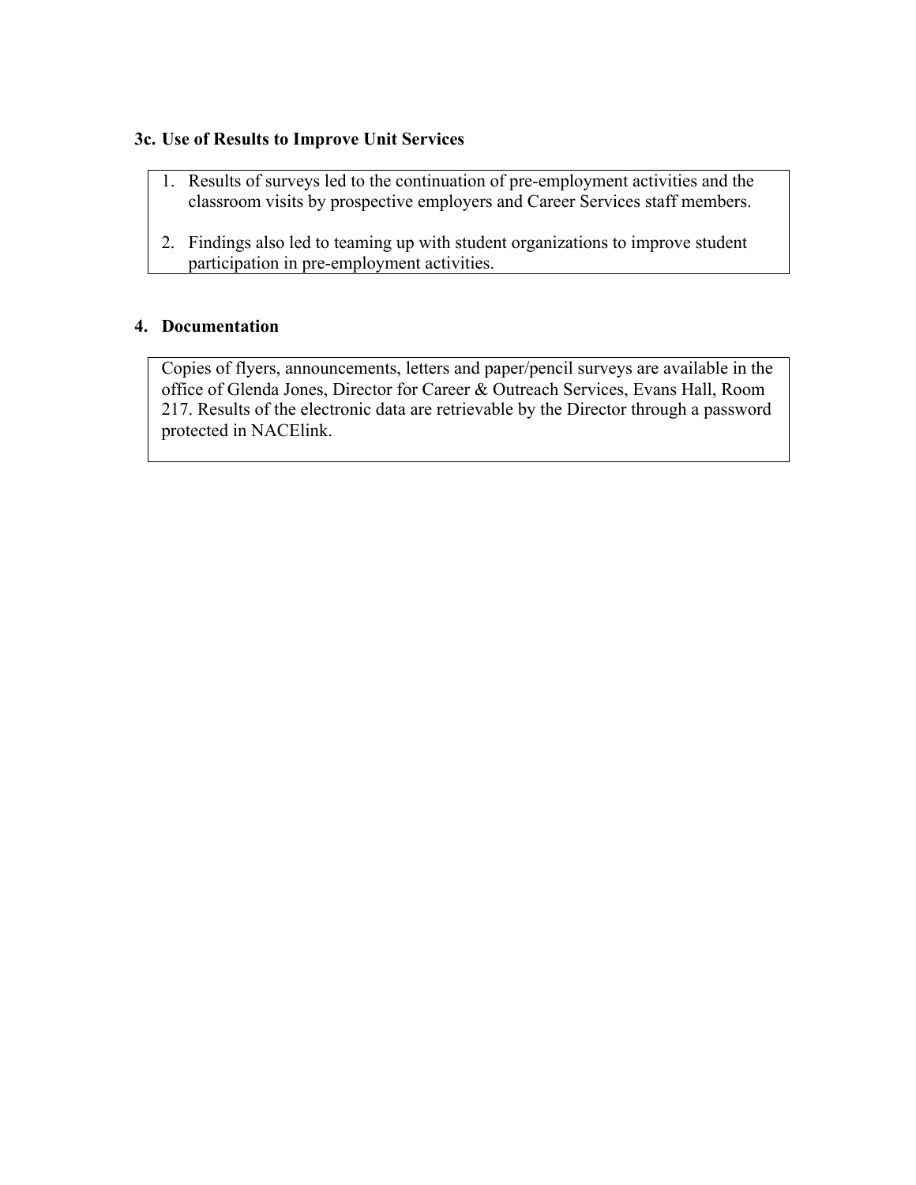### 3c. Use of Results to Improve Unit Services

1. Results of surveys led to the continuation of pre-employment activities and the classroom visits by prospective employers and Career Services staff members.

2. Findings also led to teaming up with student organizations to improve student participation in pre-employment activities.

### 4. Documentation

Copies of flyers, announcements, letters and paper/pencil surveys are available in the office of Glenda Jones, Director for Career & Outreach Services, Evans Hall, Room 217. Results of the electronic data are retrievable by the Director through a password protected in NACElink.